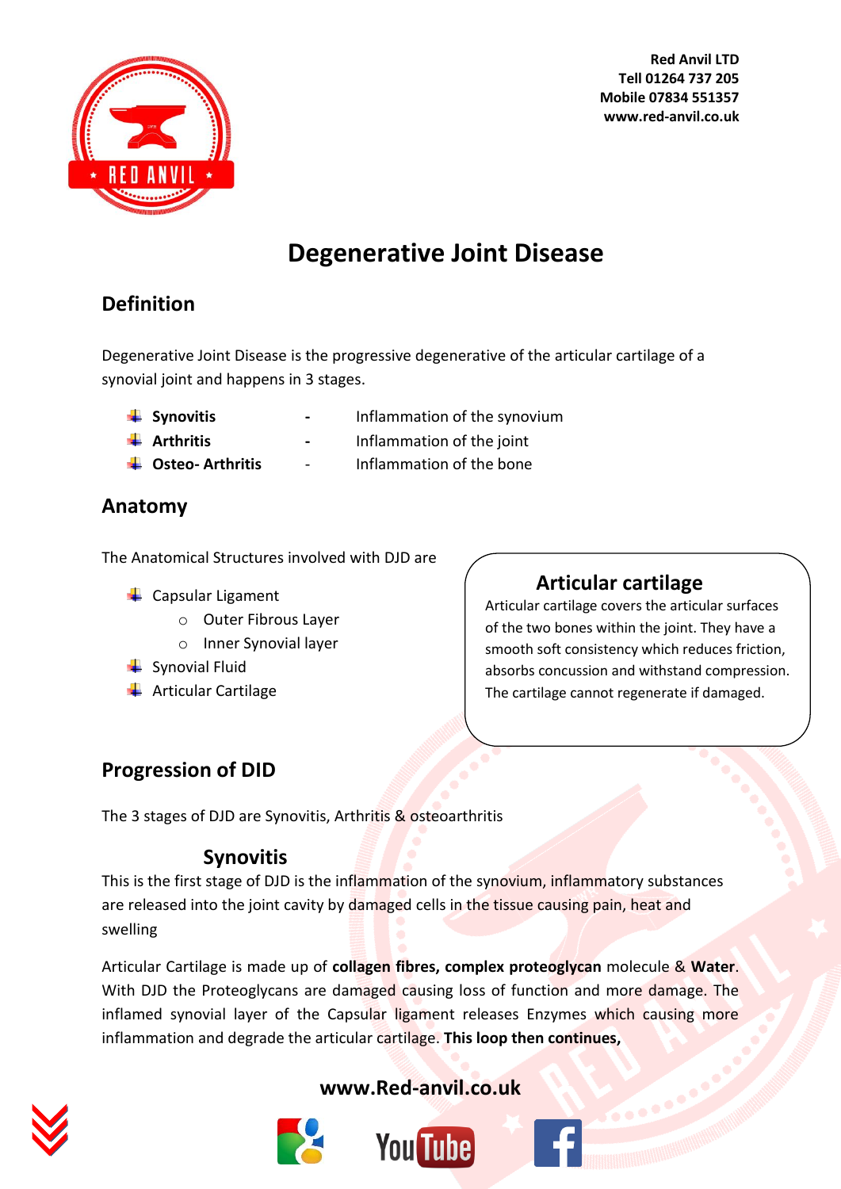Red Anvil LTD
Tell 01264 737 205
Mobile 07834 551357
www.red-anvil.co.uk

# Degenerative Joint Disease

## Definition

Degenerative Joint Disease is the progressive degenerative of the articular cartilage of a synovial joint and happens in 3 stages.

- **Synovitis** - Inflammation of the synovium
- **Arthritis** - Inflammation of the joint
- **Osteo- Arthritis** - Inflammation of the bone

## Anatomy

The Anatomical Structures involved with DJD are

- Capsular Ligament
  - Outer Fibrous Layer
  - Inner Synovial layer
- Synovial Fluid
- Articular Cartilage

### Articular cartilage

Articular cartilage covers the articular surfaces of the two bones within the joint. They have a smooth soft consistency which reduces friction, absorbs concussion and withstand compression. The cartilage cannot regenerate if damaged.

## Progression of DID

The 3 stages of DJD are Synovitis, Arthritis & osteoarthritis

### Synovitis

This is the first stage of DJD is the inflammation of the synovium, inflammatory substances are released into the joint cavity by damaged cells in the tissue causing pain, heat and swelling

Articular Cartilage is made up of **collagen fibres, complex proteoglycan** molecule & **Water**. With DJD the Proteoglycans are damaged causing loss of function and more damage. The inflamed synovial layer of the Capsular ligament releases Enzymes which causing more inflammation and degrade the articular cartilage. **This loop then continues,**

www.Red-anvil.co.uk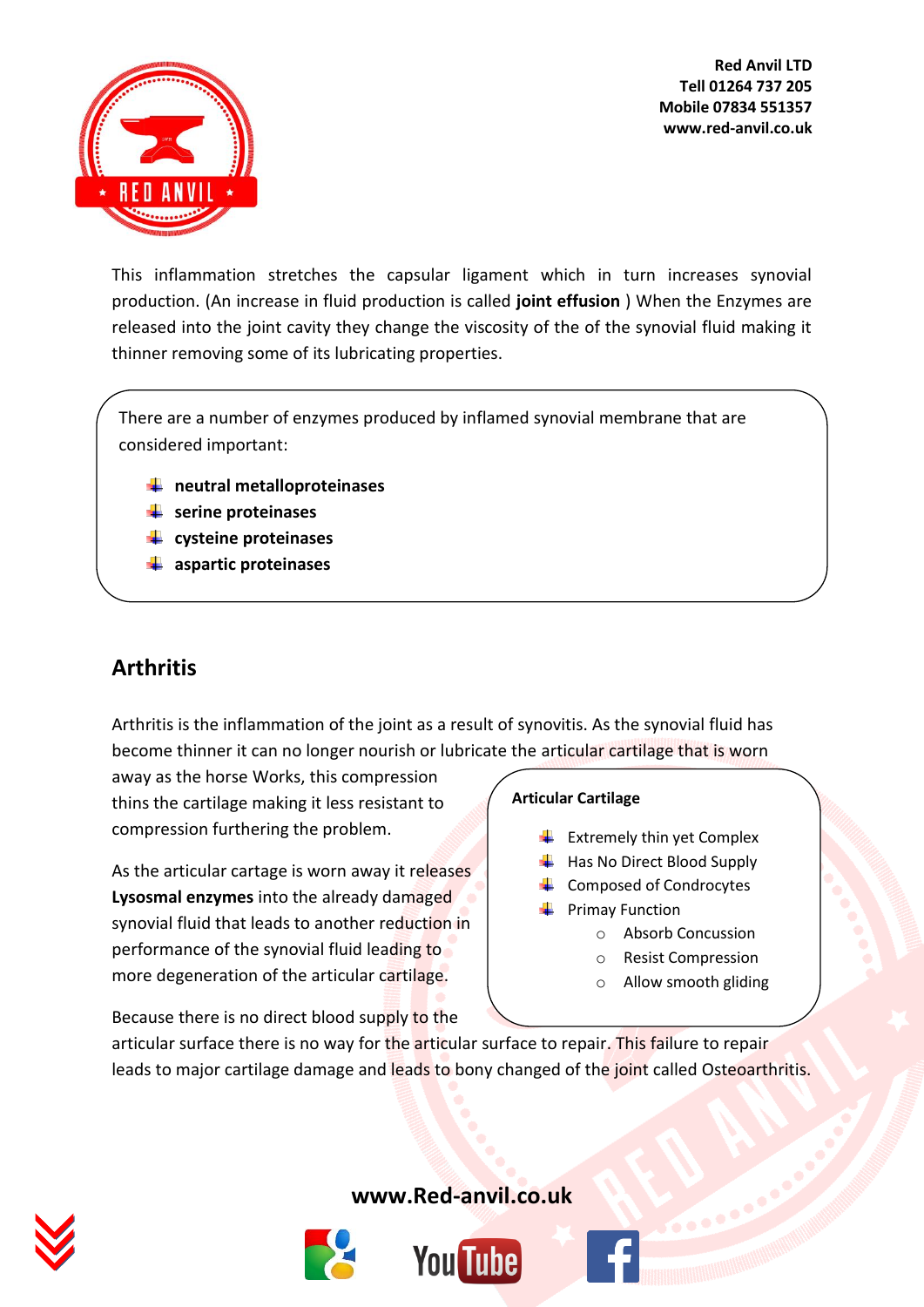This inflammation stretches the capsular ligament which in turn increases synovial production. (An increase in fluid production is called **joint effusion** ) When the Enzymes are released into the joint cavity they change the viscosity of the of the synovial fluid making it thinner removing some of its lubricating properties.

There are a number of enzymes produced by inflamed synovial membrane that are considered important:

- **neutral metalloproteinases**
- **serine proteinases**
- **cysteine proteinases**
- **aspartic proteinases**

## Arthritis

Arthritis is the inflammation of the joint as a result of synovitis. As the synovial fluid has become thinner it can no longer nourish or lubricate the articular cartilage that is worn away as the horse Works, this compression thins the cartilage making it less resistant to compression furthering the problem.

As the articular cartage is worn away it releases **Lysosmal enzymes** into the already damaged synovial fluid that leads to another reduction in performance of the synovial fluid leading to more degeneration of the articular cartilage.

Because there is no direct blood supply to the articular surface there is no way for the articular surface to repair. This failure to repair leads to major cartilage damage and leads to bony changed of the joint called Osteoarthritis.

**Articular Cartilage**

- Extremely thin yet Complex
- Has No Direct Blood Supply
- Composed of Condrocytes
- Primay Function
  - Absorb Concussion
  - Resist Compression
  - Allow smooth gliding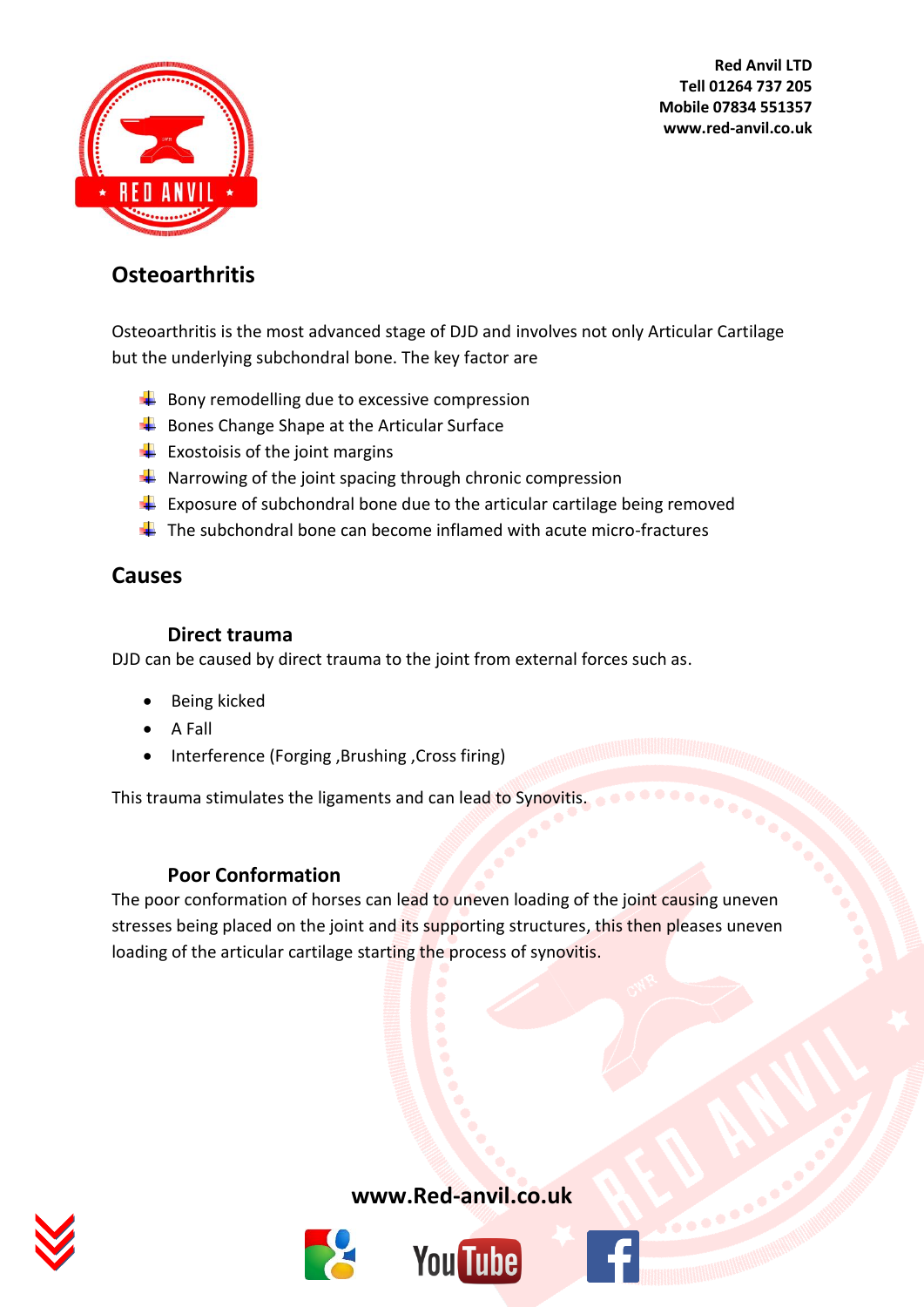## Osteoarthritis

Osteoarthritis is the most advanced stage of DJD and involves not only Articular Cartilage but the underlying subchondral bone. The key factor are

- Bony remodelling due to excessive compression
- Bones Change Shape at the Articular Surface
- Exostoisis of the joint margins
- Narrowing of the joint spacing through chronic compression
- Exposure of subchondral bone due to the articular cartilage being removed
- The subchondral bone can become inflamed with acute micro-fractures

## Causes

### Direct trauma

DJD can be caused by direct trauma to the joint from external forces such as.

- Being kicked
- A Fall
- Interference (Forging ,Brushing ,Cross firing)

This trauma stimulates the ligaments and can lead to Synovitis.

### Poor Conformation

The poor conformation of horses can lead to uneven loading of the joint causing uneven stresses being placed on the joint and its supporting structures, this then pleases uneven loading of the articular cartilage starting the process of synovitis.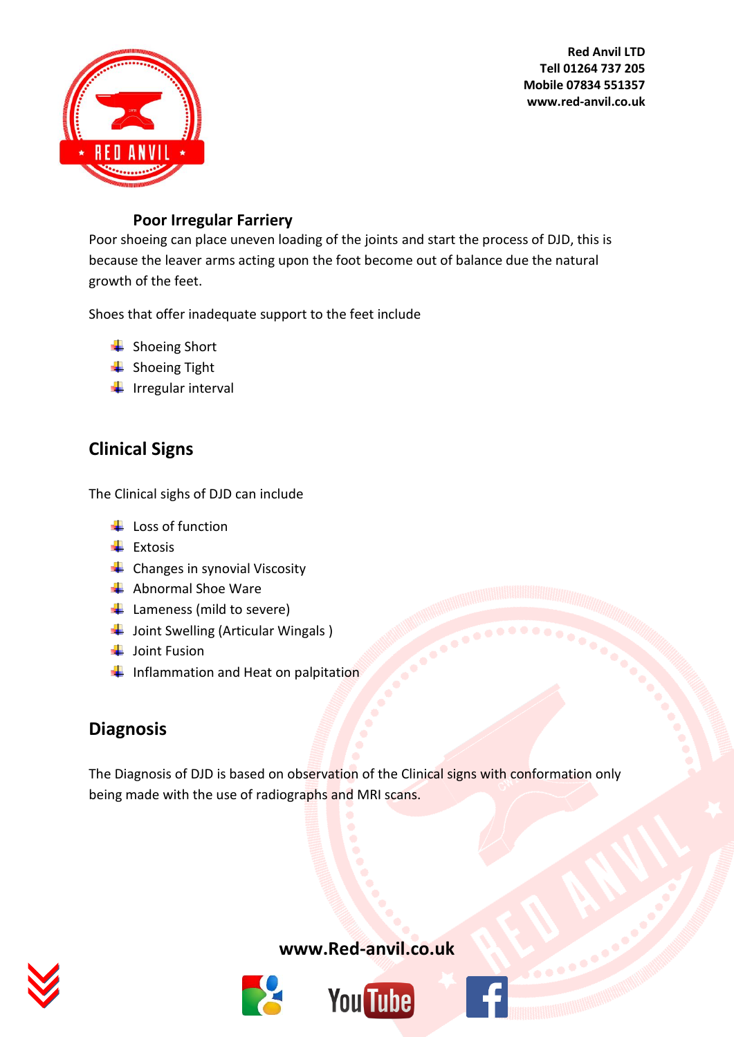### Poor Irregular Farriery

Poor shoeing can place uneven loading of the joints and start the process of DJD, this is because the leaver arms acting upon the foot become out of balance due the natural growth of the feet.

Shoes that offer inadequate support to the feet include

- Shoeing Short
- Shoeing Tight
- Irregular interval

## Clinical Signs

The Clinical sighs of DJD can include

- Loss of function
- Extosis
- Changes in synovial Viscosity
- Abnormal Shoe Ware
- Lameness (mild to severe)
- Joint Swelling (Articular Wingals )
- Joint Fusion
- Inflammation and Heat on palpitation

## Diagnosis

The Diagnosis of DJD is based on observation of the Clinical signs with conformation only being made with the use of radiographs and MRI scans.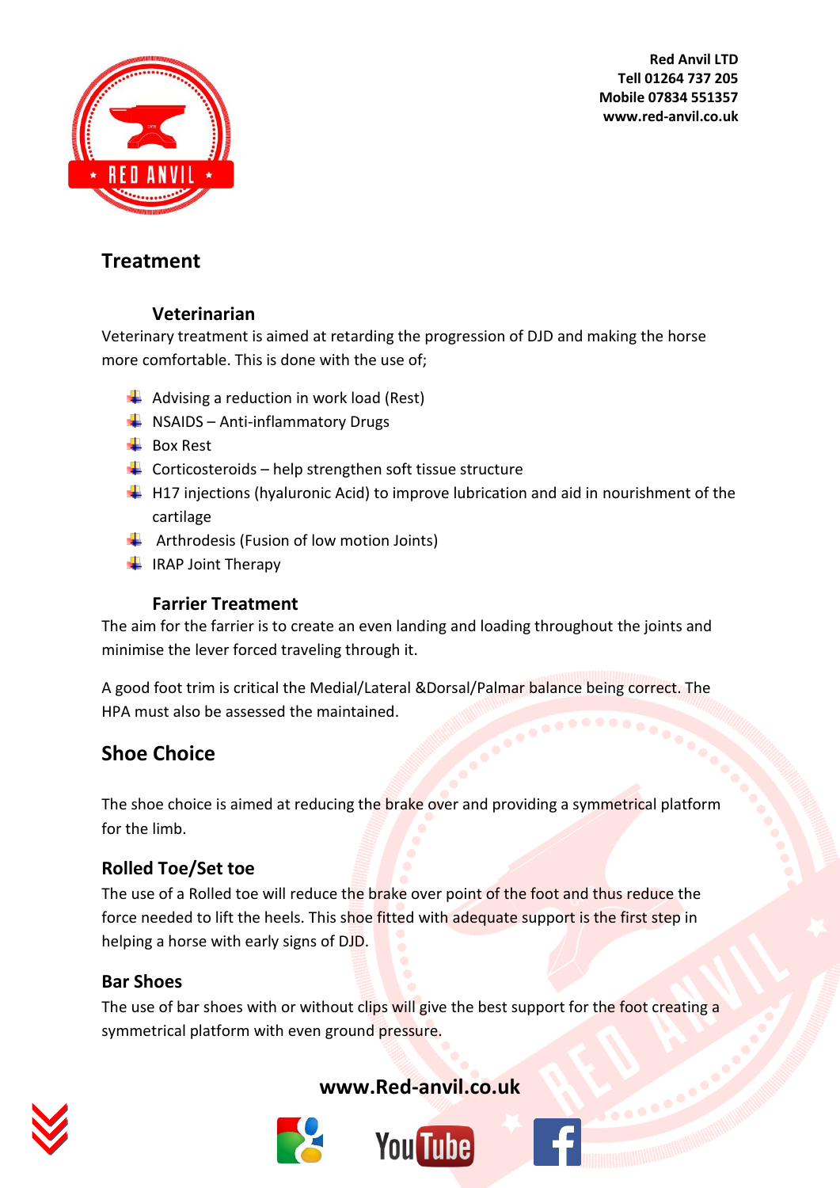# Treatment

### Veterinarian

Veterinary treatment is aimed at retarding the progression of DJD and making the horse more comfortable. This is done with the use of;

- Advising a reduction in work load (Rest)
- NSAIDS – Anti-inflammatory Drugs
- Box Rest
- Corticosteroids – help strengthen soft tissue structure
- H17 injections (hyaluronic Acid) to improve lubrication and aid in nourishment of the cartilage
- Arthrodesis (Fusion of low motion Joints)
- IRAP Joint Therapy

### Farrier Treatment

The aim for the farrier is to create an even landing and loading throughout the joints and minimise the lever forced traveling through it.

A good foot trim is critical the Medial/Lateral &Dorsal/Palmar balance being correct. The HPA must also be assessed the maintained.

## Shoe Choice

The shoe choice is aimed at reducing the brake over and providing a symmetrical platform for the limb.

### Rolled Toe/Set toe

The use of a Rolled toe will reduce the brake over point of the foot and thus reduce the force needed to lift the heels. This shoe fitted with adequate support is the first step in helping a horse with early signs of DJD.

### Bar Shoes

The use of bar shoes with or without clips will give the best support for the foot creating a symmetrical platform with even ground pressure.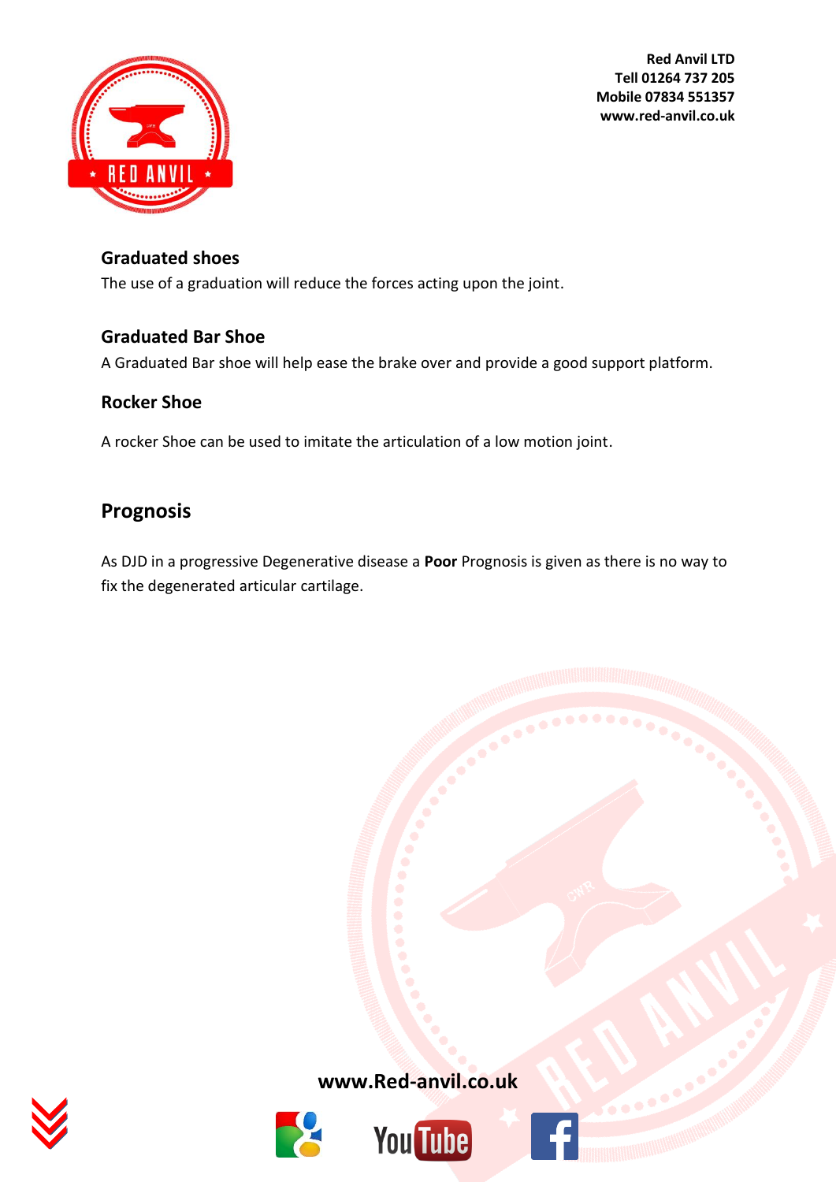### Graduated shoes

The use of a graduation will reduce the forces acting upon the joint.

### Graduated Bar Shoe

A Graduated Bar shoe will help ease the brake over and provide a good support platform.

### Rocker Shoe

A rocker Shoe can be used to imitate the articulation of a low motion joint.

## Prognosis

As DJD in a progressive Degenerative disease a **Poor** Prognosis is given as there is no way to fix the degenerated articular cartilage.